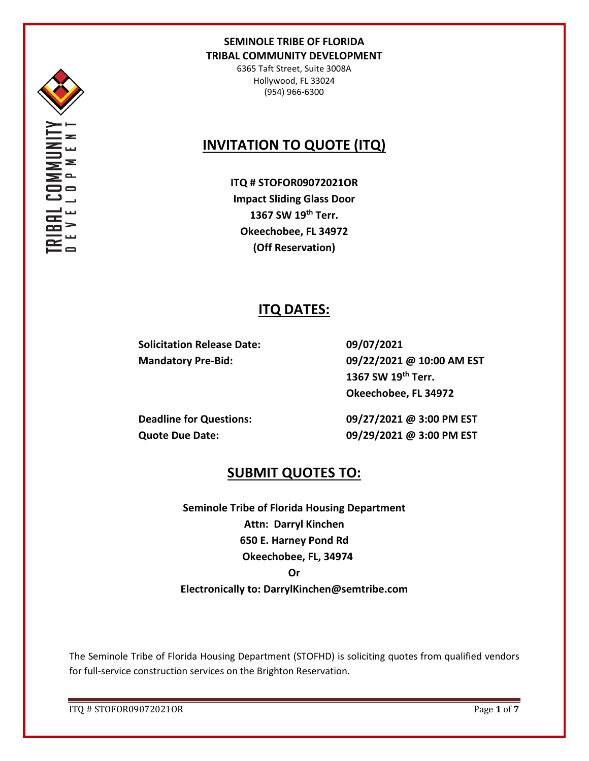**SEMINOLE TRIBE OF FLORIDA**
**TRIBAL COMMUNITY DEVELOPMENT**
6365 Taft Street, Suite 3008A
Hollywood, FL 33024
(954) 966-6300

# INVITATION TO QUOTE (ITQ)

**ITQ # STOFOR09072021OR**
**Impact Sliding Glass Door**
**1367 SW 19th Terr.**
**Okeechobee, FL 34972**
**(Off Reservation)**

## ITQ DATES:

| | |
|---|---|
| **Solicitation Release Date:** | **09/07/2021** |
| **Mandatory Pre-Bid:** | **09/22/2021 @ 10:00 AM EST**<br>**1367 SW 19th Terr.**<br>**Okeechobee, FL 34972** |
| **Deadline for Questions:** | **09/27/2021 @ 3:00 PM EST** |
| **Quote Due Date:** | **09/29/2021 @ 3:00 PM EST** |

## SUBMIT QUOTES TO:

**Seminole Tribe of Florida Housing Department**
**Attn: Darryl Kinchen**
**650 E. Harney Pond Rd**
**Okeechobee, FL, 34974**
**Or**
**Electronically to: DarrylKinchen@semtribe.com**

The Seminole Tribe of Florida Housing Department (STOFHD) is soliciting quotes from qualified vendors for full-service construction services on the Brighton Reservation.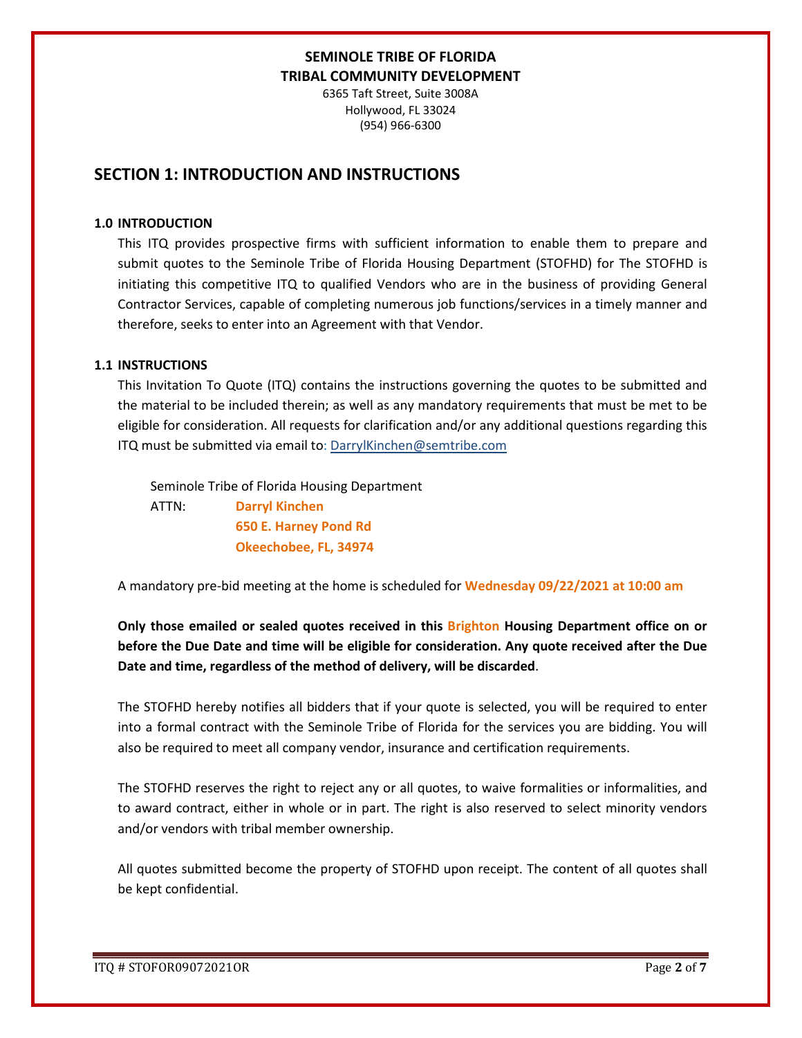**SEMINOLE TRIBE OF FLORIDA**
**TRIBAL COMMUNITY DEVELOPMENT**
6365 Taft Street, Suite 3008A
Hollywood, FL 33024
(954) 966-6300

## SECTION 1: INTRODUCTION AND INSTRUCTIONS

### 1.0 INTRODUCTION

This ITQ provides prospective firms with sufficient information to enable them to prepare and submit quotes to the Seminole Tribe of Florida Housing Department (STOFHD) for The STOFHD is initiating this competitive ITQ to qualified Vendors who are in the business of providing General Contractor Services, capable of completing numerous job functions/services in a timely manner and therefore, seeks to enter into an Agreement with that Vendor.

### 1.1 INSTRUCTIONS

This Invitation To Quote (ITQ) contains the instructions governing the quotes to be submitted and the material to be included therein; as well as any mandatory requirements that must be met to be eligible for consideration. All requests for clarification and/or any additional questions regarding this ITQ must be submitted via email to: DarrylKinchen@semtribe.com

Seminole Tribe of Florida Housing Department
ATTN: **Darryl Kinchen**
**650 E. Harney Pond Rd**
**Okeechobee, FL, 34974**

A mandatory pre-bid meeting at the home is scheduled for **Wednesday 09/22/2021 at 10:00 am**

**Only those emailed or sealed quotes received in this Brighton Housing Department office on or before the Due Date and time will be eligible for consideration. Any quote received after the Due Date and time, regardless of the method of delivery, will be discarded**.

The STOFHD hereby notifies all bidders that if your quote is selected, you will be required to enter into a formal contract with the Seminole Tribe of Florida for the services you are bidding. You will also be required to meet all company vendor, insurance and certification requirements.

The STOFHD reserves the right to reject any or all quotes, to waive formalities or informalities, and to award contract, either in whole or in part. The right is also reserved to select minority vendors and/or vendors with tribal member ownership.

All quotes submitted become the property of STOFHD upon receipt. The content of all quotes shall be kept confidential.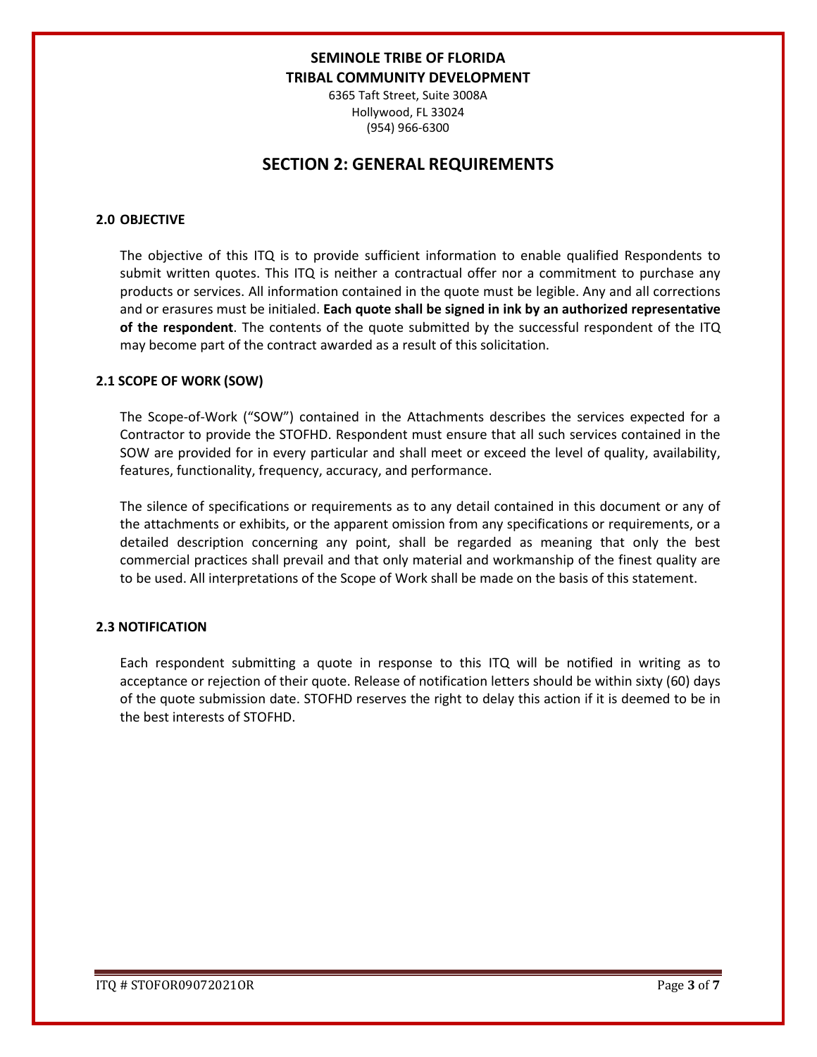**SEMINOLE TRIBE OF FLORIDA**
**TRIBAL COMMUNITY DEVELOPMENT**

6365 Taft Street, Suite 3008A
Hollywood, FL 33024
(954) 966-6300

# SECTION 2: GENERAL REQUIREMENTS

### 2.0 OBJECTIVE

The objective of this ITQ is to provide sufficient information to enable qualified Respondents to submit written quotes. This ITQ is neither a contractual offer nor a commitment to purchase any products or services. All information contained in the quote must be legible. Any and all corrections and or erasures must be initialed. **Each quote shall be signed in ink by an authorized representative of the respondent**. The contents of the quote submitted by the successful respondent of the ITQ may become part of the contract awarded as a result of this solicitation.

### 2.1 SCOPE OF WORK (SOW)

The Scope-of-Work ("SOW") contained in the Attachments describes the services expected for a Contractor to provide the STOFHD. Respondent must ensure that all such services contained in the SOW are provided for in every particular and shall meet or exceed the level of quality, availability, features, functionality, frequency, accuracy, and performance.

The silence of specifications or requirements as to any detail contained in this document or any of the attachments or exhibits, or the apparent omission from any specifications or requirements, or a detailed description concerning any point, shall be regarded as meaning that only the best commercial practices shall prevail and that only material and workmanship of the finest quality are to be used. All interpretations of the Scope of Work shall be made on the basis of this statement.

### 2.3 NOTIFICATION

Each respondent submitting a quote in response to this ITQ will be notified in writing as to acceptance or rejection of their quote. Release of notification letters should be within sixty (60) days of the quote submission date. STOFHD reserves the right to delay this action if it is deemed to be in the best interests of STOFHD.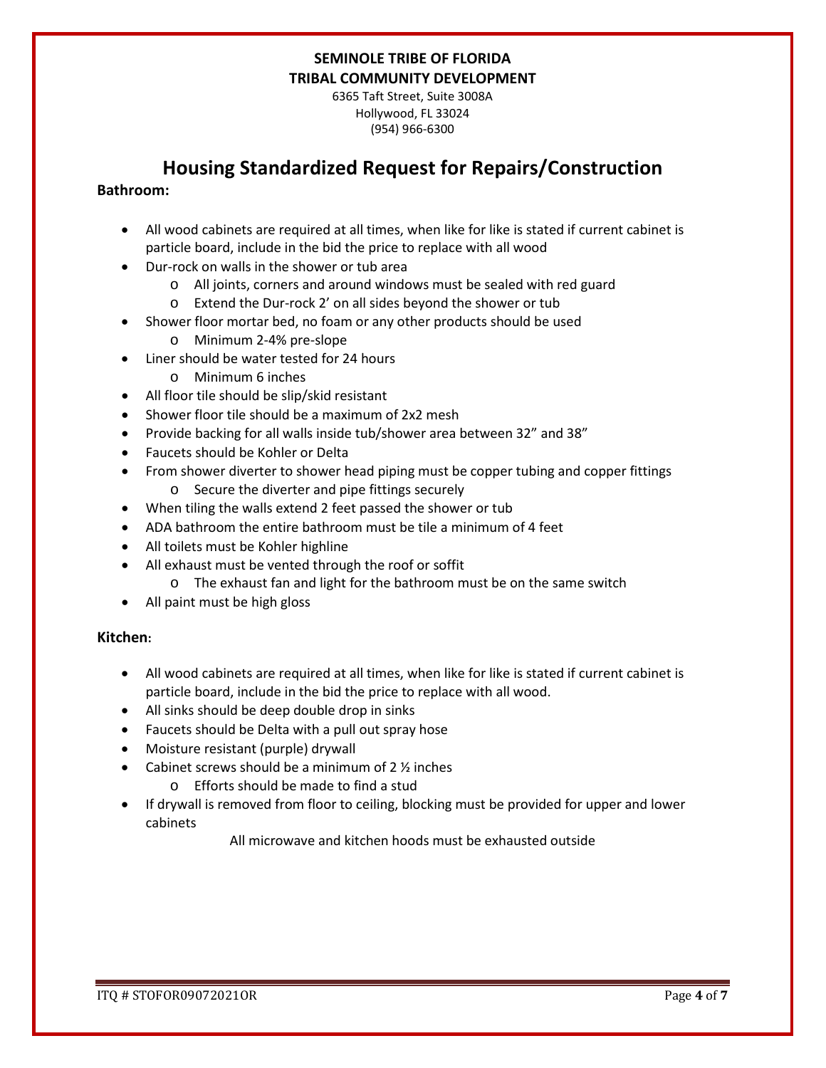**SEMINOLE TRIBE OF FLORIDA**
**TRIBAL COMMUNITY DEVELOPMENT**

6365 Taft Street, Suite 3008A
Hollywood, FL 33024
(954) 966-6300

# Housing Standardized Request for Repairs/Construction

**Bathroom:**

- All wood cabinets are required at all times, when like for like is stated if current cabinet is particle board, include in the bid the price to replace with all wood
- Dur-rock on walls in the shower or tub area
  - All joints, corners and around windows must be sealed with red guard
  - Extend the Dur-rock 2' on all sides beyond the shower or tub
- Shower floor mortar bed, no foam or any other products should be used
  - Minimum 2-4% pre-slope
- Liner should be water tested for 24 hours
  - Minimum 6 inches
- All floor tile should be slip/skid resistant
- Shower floor tile should be a maximum of 2x2 mesh
- Provide backing for all walls inside tub/shower area between 32" and 38"
- Faucets should be Kohler or Delta
- From shower diverter to shower head piping must be copper tubing and copper fittings
  - Secure the diverter and pipe fittings securely
- When tiling the walls extend 2 feet passed the shower or tub
- ADA bathroom the entire bathroom must be tile a minimum of 4 feet
- All toilets must be Kohler highline
- All exhaust must be vented through the roof or soffit
  - The exhaust fan and light for the bathroom must be on the same switch
- All paint must be high gloss

**Kitchen:**

- All wood cabinets are required at all times, when like for like is stated if current cabinet is particle board, include in the bid the price to replace with all wood.
- All sinks should be deep double drop in sinks
- Faucets should be Delta with a pull out spray hose
- Moisture resistant (purple) drywall
- Cabinet screws should be a minimum of 2 ½ inches
  - Efforts should be made to find a stud
- If drywall is removed from floor to ceiling, blocking must be provided for upper and lower cabinets

All microwave and kitchen hoods must be exhausted outside

ITQ # STOFOR09072021OR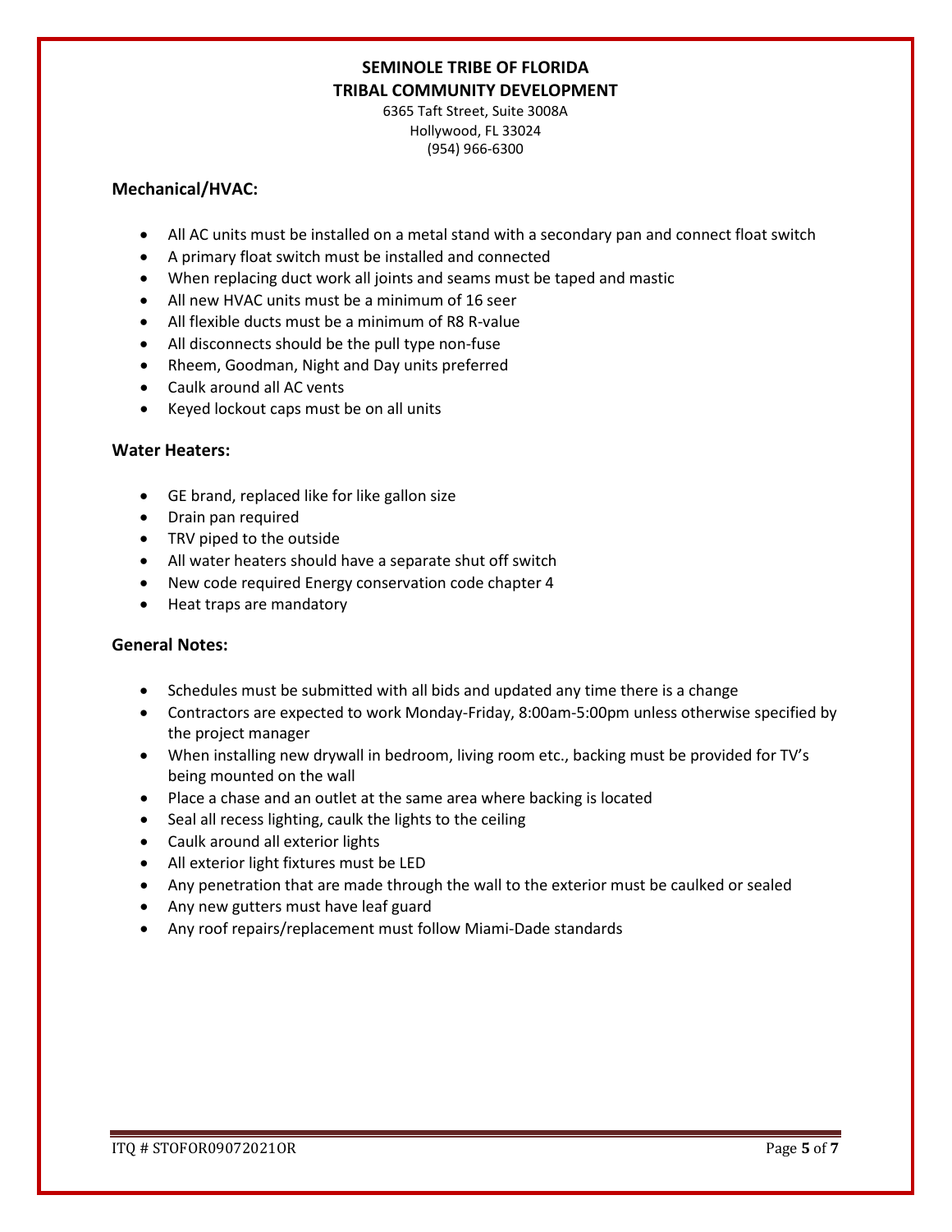**SEMINOLE TRIBE OF FLORIDA**
**TRIBAL COMMUNITY DEVELOPMENT**
6365 Taft Street, Suite 3008A
Hollywood, FL 33024
(954) 966-6300

### Mechanical/HVAC:

- All AC units must be installed on a metal stand with a secondary pan and connect float switch
- A primary float switch must be installed and connected
- When replacing duct work all joints and seams must be taped and mastic
- All new HVAC units must be a minimum of 16 seer
- All flexible ducts must be a minimum of R8 R-value
- All disconnects should be the pull type non-fuse
- Rheem, Goodman, Night and Day units preferred
- Caulk around all AC vents
- Keyed lockout caps must be on all units

### Water Heaters:

- GE brand, replaced like for like gallon size
- Drain pan required
- TRV piped to the outside
- All water heaters should have a separate shut off switch
- New code required Energy conservation code chapter 4
- Heat traps are mandatory

### General Notes:

- Schedules must be submitted with all bids and updated any time there is a change
- Contractors are expected to work Monday-Friday, 8:00am-5:00pm unless otherwise specified by the project manager
- When installing new drywall in bedroom, living room etc., backing must be provided for TV's being mounted on the wall
- Place a chase and an outlet at the same area where backing is located
- Seal all recess lighting, caulk the lights to the ceiling
- Caulk around all exterior lights
- All exterior light fixtures must be LED
- Any penetration that are made through the wall to the exterior must be caulked or sealed
- Any new gutters must have leaf guard
- Any roof repairs/replacement must follow Miami-Dade standards

ITQ # STOFOR09072021OR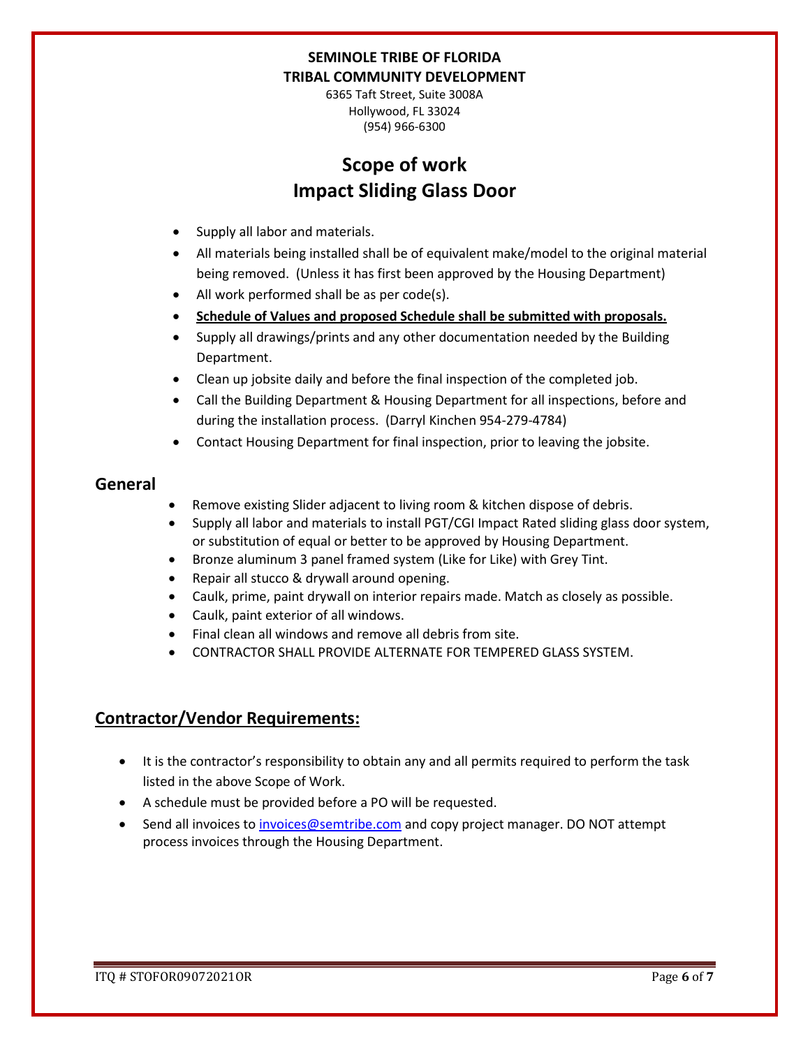**SEMINOLE TRIBE OF FLORIDA**
**TRIBAL COMMUNITY DEVELOPMENT**
6365 Taft Street, Suite 3008A
Hollywood, FL 33024
(954) 966-6300

# Scope of work
# Impact Sliding Glass Door

- Supply all labor and materials.
- All materials being installed shall be of equivalent make/model to the original material being removed. (Unless it has first been approved by the Housing Department)
- All work performed shall be as per code(s).
- **Schedule of Values and proposed Schedule shall be submitted with proposals.**
- Supply all drawings/prints and any other documentation needed by the Building Department.
- Clean up jobsite daily and before the final inspection of the completed job.
- Call the Building Department & Housing Department for all inspections, before and during the installation process. (Darryl Kinchen 954-279-4784)
- Contact Housing Department for final inspection, prior to leaving the jobsite.

## General

- Remove existing Slider adjacent to living room & kitchen dispose of debris.
- Supply all labor and materials to install PGT/CGI Impact Rated sliding glass door system, or substitution of equal or better to be approved by Housing Department.
- Bronze aluminum 3 panel framed system (Like for Like) with Grey Tint.
- Repair all stucco & drywall around opening.
- Caulk, prime, paint drywall on interior repairs made. Match as closely as possible.
- Caulk, paint exterior of all windows.
- Final clean all windows and remove all debris from site.
- CONTRACTOR SHALL PROVIDE ALTERNATE FOR TEMPERED GLASS SYSTEM.

## Contractor/Vendor Requirements:

- It is the contractor's responsibility to obtain any and all permits required to perform the task listed in the above Scope of Work.
- A schedule must be provided before a PO will be requested.
- Send all invoices to invoices@semtribe.com and copy project manager. DO NOT attempt process invoices through the Housing Department.

ITQ # STOFOR09072021OR